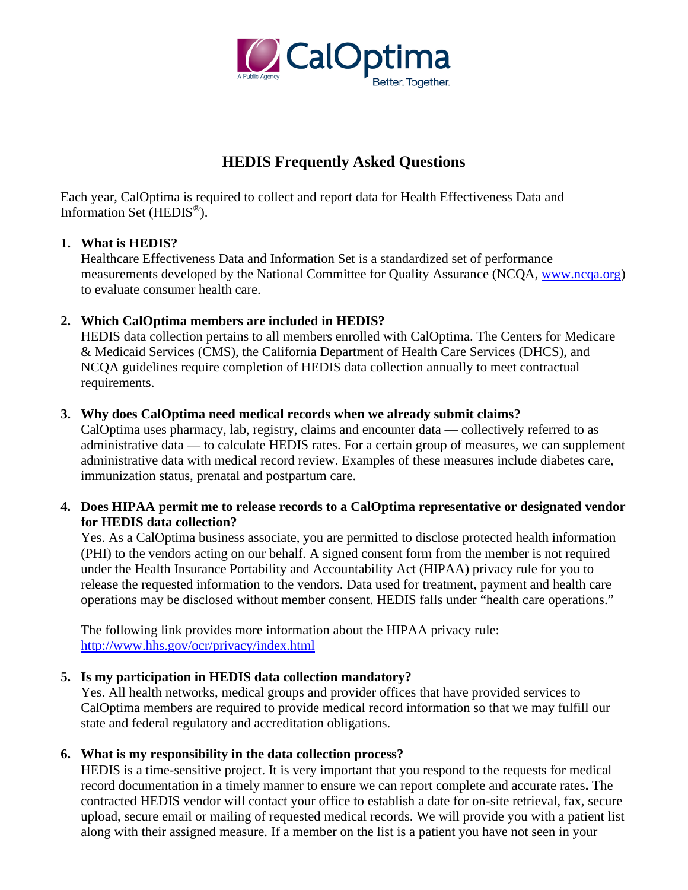# HEDIS Frequently Asked Questions

Each year, CalOptima is required to collect and report data for Health Effectiveness Data and Information Set (HEDIS®).

1. **What is HEDIS?**
   Healthcare Effectiveness Data and Information Set is a standardized set of performance measurements developed by the National Committee for Quality Assurance (NCQA, www.ncqa.org) to evaluate consumer health care.

2. **Which CalOptima members are included in HEDIS?**
   HEDIS data collection pertains to all members enrolled with CalOptima. The Centers for Medicare & Medicaid Services (CMS), the California Department of Health Care Services (DHCS), and NCQA guidelines require completion of HEDIS data collection annually to meet contractual requirements.

3. **Why does CalOptima need medical records when we already submit claims?**
   CalOptima uses pharmacy, lab, registry, claims and encounter data — collectively referred to as administrative data — to calculate HEDIS rates. For a certain group of measures, we can supplement administrative data with medical record review. Examples of these measures include diabetes care, immunization status, prenatal and postpartum care.

4. **Does HIPAA permit me to release records to a CalOptima representative or designated vendor for HEDIS data collection?**
   Yes. As a CalOptima business associate, you are permitted to disclose protected health information (PHI) to the vendors acting on our behalf. A signed consent form from the member is not required under the Health Insurance Portability and Accountability Act (HIPAA) privacy rule for you to release the requested information to the vendors. Data used for treatment, payment and health care operations may be disclosed without member consent. HEDIS falls under "health care operations."

   The following link provides more information about the HIPAA privacy rule: http://www.hhs.gov/ocr/privacy/index.html

5. **Is my participation in HEDIS data collection mandatory?**
   Yes. All health networks, medical groups and provider offices that have provided services to CalOptima members are required to provide medical record information so that we may fulfill our state and federal regulatory and accreditation obligations.

6. **What is my responsibility in the data collection process?**
   HEDIS is a time-sensitive project. It is very important that you respond to the requests for medical record documentation in a timely manner to ensure we can report complete and accurate rates**.** The contracted HEDIS vendor will contact your office to establish a date for on-site retrieval, fax, secure upload, secure email or mailing of requested medical records. We will provide you with a patient list along with their assigned measure. If a member on the list is a patient you have not seen in your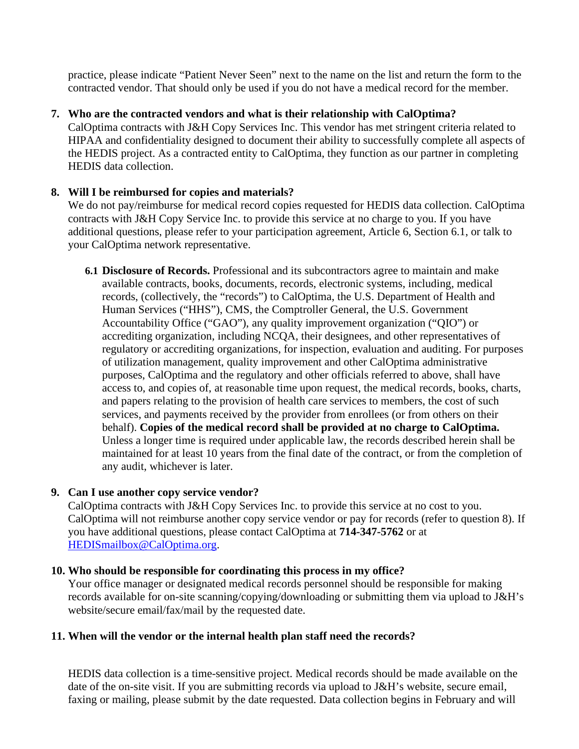practice, please indicate "Patient Never Seen" next to the name on the list and return the form to the contracted vendor. That should only be used if you do not have a medical record for the member.

7. **Who are the contracted vendors and what is their relationship with CalOptima?**
   CalOptima contracts with J&H Copy Services Inc. This vendor has met stringent criteria related to HIPAA and confidentiality designed to document their ability to successfully complete all aspects of the HEDIS project. As a contracted entity to CalOptima, they function as our partner in completing HEDIS data collection.

8. **Will I be reimbursed for copies and materials?**
   We do not pay/reimburse for medical record copies requested for HEDIS data collection. CalOptima contracts with J&H Copy Service Inc. to provide this service at no charge to you. If you have additional questions, please refer to your participation agreement, Article 6, Section 6.1, or talk to your CalOptima network representative.

   **6.1 Disclosure of Records.** Professional and its subcontractors agree to maintain and make available contracts, books, documents, records, electronic systems, including, medical records, (collectively, the "records") to CalOptima, the U.S. Department of Health and Human Services ("HHS"), CMS, the Comptroller General, the U.S. Government Accountability Office ("GAO"), any quality improvement organization ("QIO") or accrediting organization, including NCQA, their designees, and other representatives of regulatory or accrediting organizations, for inspection, evaluation and auditing. For purposes of utilization management, quality improvement and other CalOptima administrative purposes, CalOptima and the regulatory and other officials referred to above, shall have access to, and copies of, at reasonable time upon request, the medical records, books, charts, and papers relating to the provision of health care services to members, the cost of such services, and payments received by the provider from enrollees (or from others on their behalf). **Copies of the medical record shall be provided at no charge to CalOptima.** Unless a longer time is required under applicable law, the records described herein shall be maintained for at least 10 years from the final date of the contract, or from the completion of any audit, whichever is later.

9. **Can I use another copy service vendor?**
   CalOptima contracts with J&H Copy Services Inc. to provide this service at no cost to you. CalOptima will not reimburse another copy service vendor or pay for records (refer to question 8). If you have additional questions, please contact CalOptima at **714-347-5762** or at [HEDISmailbox@CalOptima.org](mailto:HEDISmailbox@CalOptima.org).

10. **Who should be responsible for coordinating this process in my office?**
    Your office manager or designated medical records personnel should be responsible for making records available for on-site scanning/copying/downloading or submitting them via upload to J&H's website/secure email/fax/mail by the requested date.

11. **When will the vendor or the internal health plan staff need the records?**

    HEDIS data collection is a time-sensitive project. Medical records should be made available on the date of the on-site visit. If you are submitting records via upload to J&H's website, secure email, faxing or mailing, please submit by the date requested. Data collection begins in February and will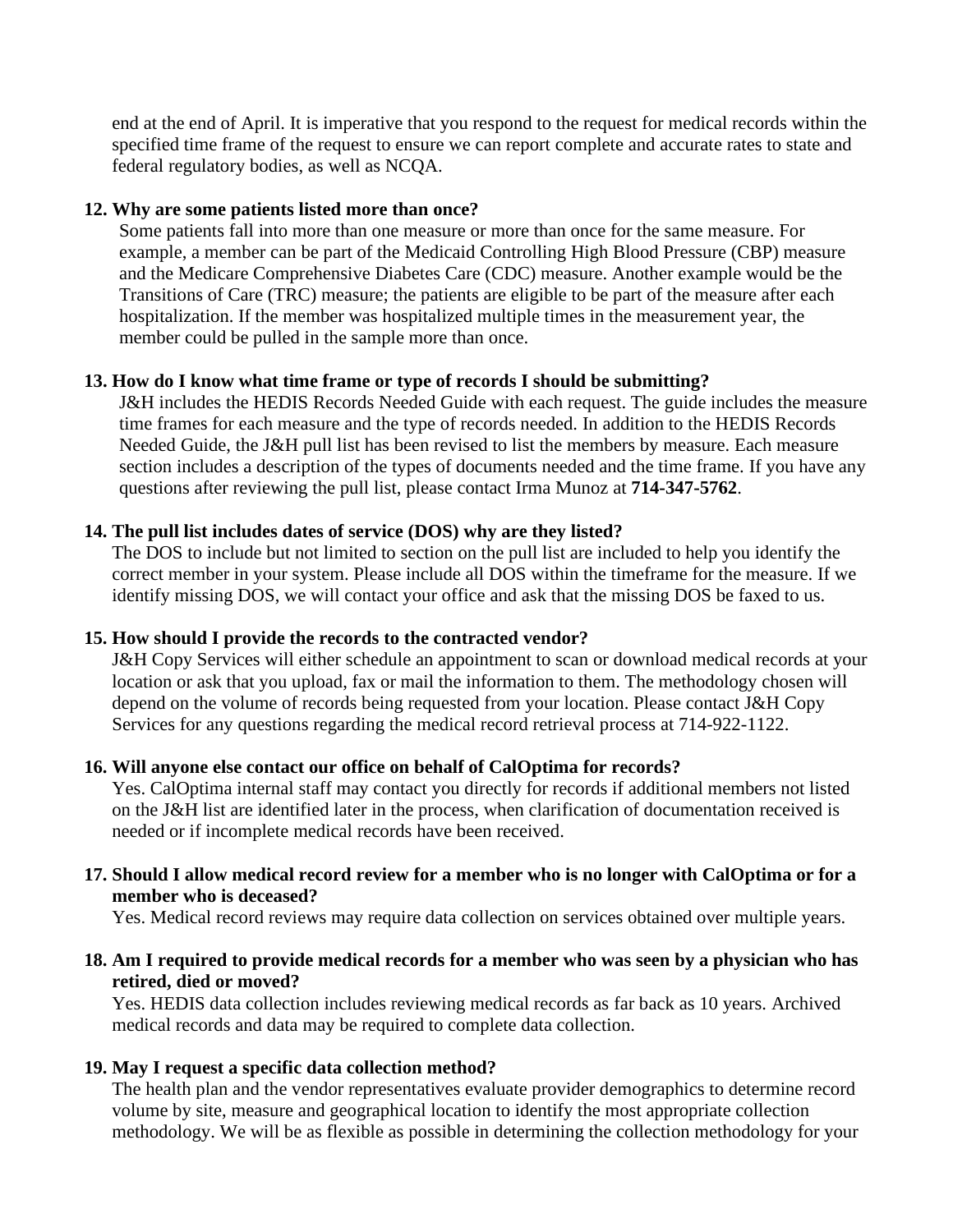end at the end of April. It is imperative that you respond to the request for medical records within the specified time frame of the request to ensure we can report complete and accurate rates to state and federal regulatory bodies, as well as NCQA.

**12. Why are some patients listed more than once?**

Some patients fall into more than one measure or more than once for the same measure. For example, a member can be part of the Medicaid Controlling High Blood Pressure (CBP) measure and the Medicare Comprehensive Diabetes Care (CDC) measure. Another example would be the Transitions of Care (TRC) measure; the patients are eligible to be part of the measure after each hospitalization. If the member was hospitalized multiple times in the measurement year, the member could be pulled in the sample more than once.

**13. How do I know what time frame or type of records I should be submitting?**

J&H includes the HEDIS Records Needed Guide with each request. The guide includes the measure time frames for each measure and the type of records needed. In addition to the HEDIS Records Needed Guide, the J&H pull list has been revised to list the members by measure. Each measure section includes a description of the types of documents needed and the time frame. If you have any questions after reviewing the pull list, please contact Irma Munoz at **714-347-5762**.

**14. The pull list includes dates of service (DOS) why are they listed?**

The DOS to include but not limited to section on the pull list are included to help you identify the correct member in your system. Please include all DOS within the timeframe for the measure. If we identify missing DOS, we will contact your office and ask that the missing DOS be faxed to us.

**15. How should I provide the records to the contracted vendor?**

J&H Copy Services will either schedule an appointment to scan or download medical records at your location or ask that you upload, fax or mail the information to them. The methodology chosen will depend on the volume of records being requested from your location. Please contact J&H Copy Services for any questions regarding the medical record retrieval process at 714-922-1122.

**16. Will anyone else contact our office on behalf of CalOptima for records?**

Yes. CalOptima internal staff may contact you directly for records if additional members not listed on the J&H list are identified later in the process, when clarification of documentation received is needed or if incomplete medical records have been received.

**17. Should I allow medical record review for a member who is no longer with CalOptima or for a member who is deceased?**

Yes. Medical record reviews may require data collection on services obtained over multiple years.

**18. Am I required to provide medical records for a member who was seen by a physician who has retired, died or moved?**

Yes. HEDIS data collection includes reviewing medical records as far back as 10 years. Archived medical records and data may be required to complete data collection.

**19. May I request a specific data collection method?**

The health plan and the vendor representatives evaluate provider demographics to determine record volume by site, measure and geographical location to identify the most appropriate collection methodology. We will be as flexible as possible in determining the collection methodology for your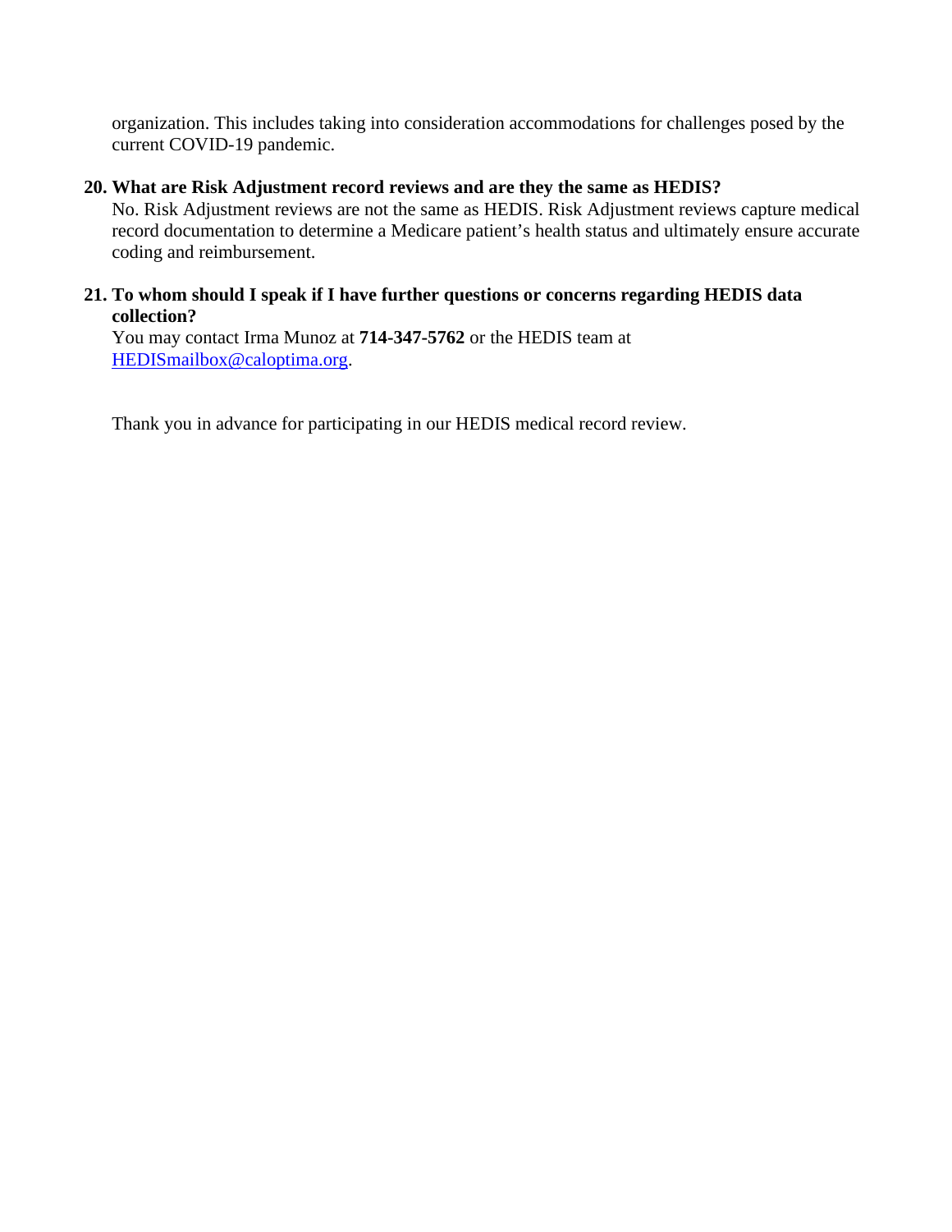organization. This includes taking into consideration accommodations for challenges posed by the current COVID-19 pandemic.

20. **What are Risk Adjustment record reviews and are they the same as HEDIS?**
    No. Risk Adjustment reviews are not the same as HEDIS. Risk Adjustment reviews capture medical record documentation to determine a Medicare patient's health status and ultimately ensure accurate coding and reimbursement.

21. **To whom should I speak if I have further questions or concerns regarding HEDIS data collection?**
    You may contact Irma Munoz at **714-347-5762** or the HEDIS team at HEDISmailbox@caloptima.org.

Thank you in advance for participating in our HEDIS medical record review.